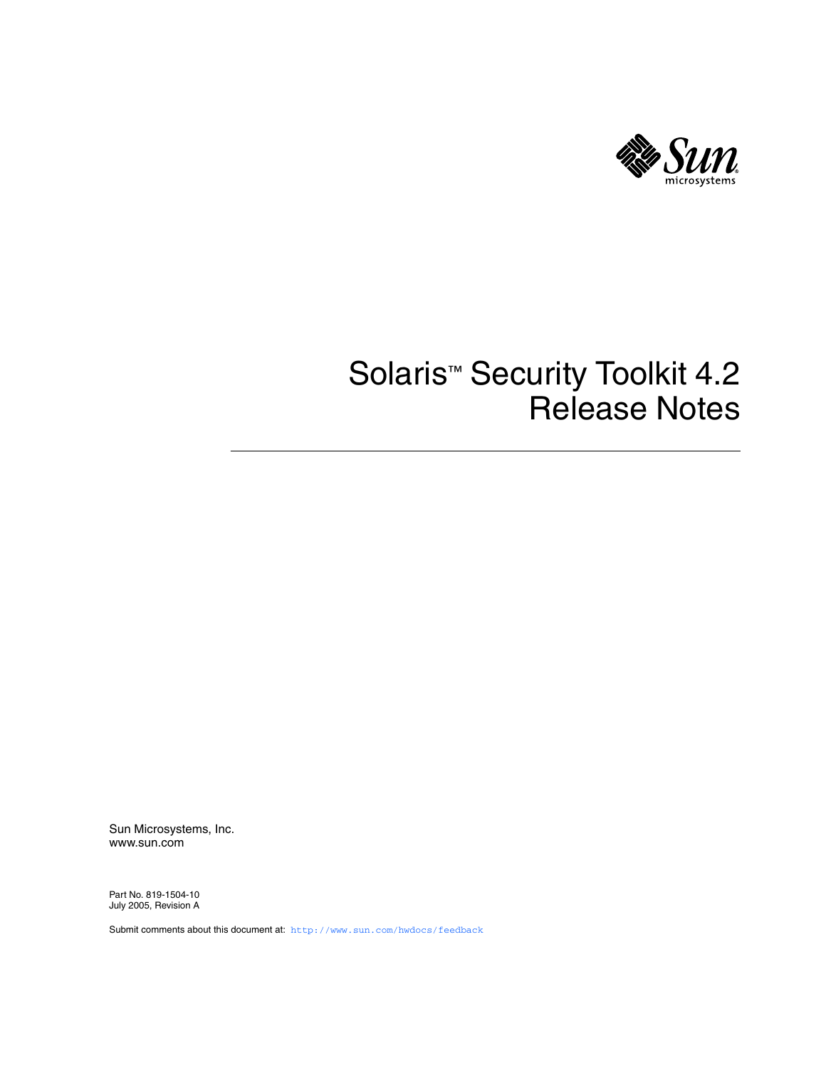# Solaris™ Security Toolkit 4.2 Release Notes

Sun Microsystems, Inc.
www.sun.com

Part No. 819-1504-10
July 2005, Revision A

Submit comments about this document at: http://www.sun.com/hwdocs/feedback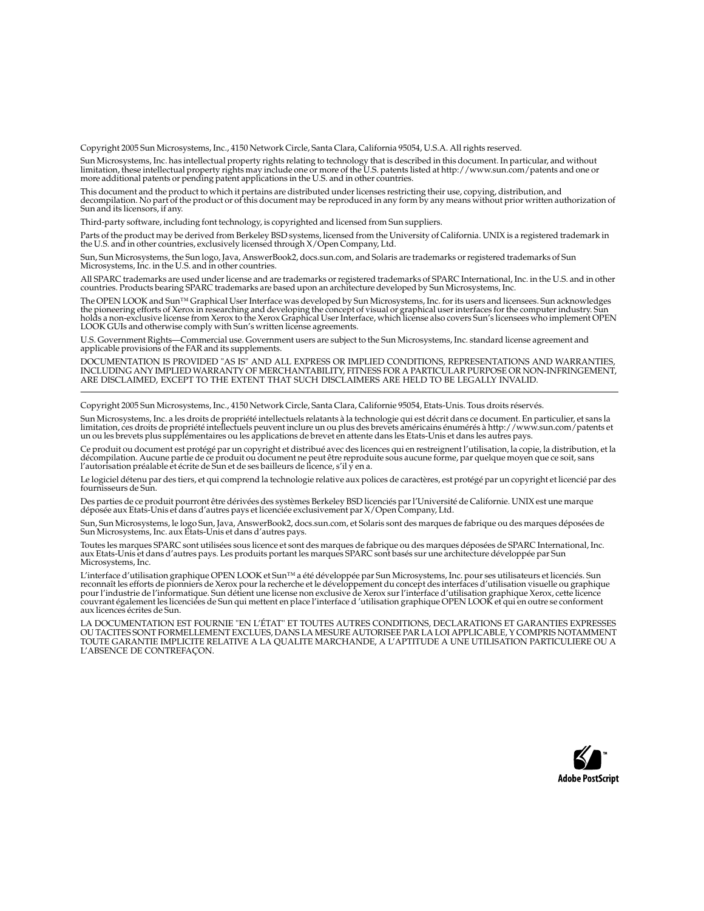Copyright 2005 Sun Microsystems, Inc., 4150 Network Circle, Santa Clara, California 95054, U.S.A. All rights reserved.

Sun Microsystems, Inc. has intellectual property rights relating to technology that is described in this document. In particular, and without limitation, these intellectual property rights may include one or more of the U.S. patents listed at http://www.sun.com/patents and one or more additional patents or pending patent applications in the U.S. and in other countries.

This document and the product to which it pertains are distributed under licenses restricting their use, copying, distribution, and decompilation. No part of the product or of this document may be reproduced in any form by any means without prior written authorization of Sun and its licensors, if any.

Third-party software, including font technology, is copyrighted and licensed from Sun suppliers.

Parts of the product may be derived from Berkeley BSD systems, licensed from the University of California. UNIX is a registered trademark in the U.S. and in other countries, exclusively licensed through X/Open Company, Ltd.

Sun, Sun Microsystems, the Sun logo, Java, AnswerBook2, docs.sun.com, and Solaris are trademarks or registered trademarks of Sun Microsystems, Inc. in the U.S. and in other countries.

All SPARC trademarks are used under license and are trademarks or registered trademarks of SPARC International, Inc. in the U.S. and in other countries. Products bearing SPARC trademarks are based upon an architecture developed by Sun Microsystems, Inc.

The OPEN LOOK and Sun™ Graphical User Interface was developed by Sun Microsystems, Inc. for its users and licensees. Sun acknowledges the pioneering efforts of Xerox in researching and developing the concept of visual or graphical user interfaces for the computer industry. Sun holds a non-exclusive license from Xerox to the Xerox Graphical User Interface, which license also covers Sun's licensees who implement OPEN LOOK GUIs and otherwise comply with Sun's written license agreements.

U.S. Government Rights—Commercial use. Government users are subject to the Sun Microsystems, Inc. standard license agreement and applicable provisions of the FAR and its supplements.

DOCUMENTATION IS PROVIDED "AS IS" AND ALL EXPRESS OR IMPLIED CONDITIONS, REPRESENTATIONS AND WARRANTIES, INCLUDING ANY IMPLIED WARRANTY OF MERCHANTABILITY, FITNESS FOR A PARTICULAR PURPOSE OR NON-INFRINGEMENT, ARE DISCLAIMED, EXCEPT TO THE EXTENT THAT SUCH DISCLAIMERS ARE HELD TO BE LEGALLY INVALID.

---

Copyright 2005 Sun Microsystems, Inc., 4150 Network Circle, Santa Clara, Californie 95054, Etats-Unis. Tous droits réservés.

Sun Microsystems, Inc. a les droits de propriété intellectuels relatants à la technologie qui est décrit dans ce document. En particulier, et sans la limitation, ces droits de propriété intellectuels peuvent inclure un ou plus des brevets américains énumérés à http://www.sun.com/patents et un ou les brevets plus supplémentaires ou les applications de brevet en attente dans les Etats-Unis et dans les autres pays.

Ce produit ou document est protégé par un copyright et distribué avec des licences qui en restreignent l'utilisation, la copie, la distribution, et la décompilation. Aucune partie de ce produit ou document ne peut être reproduite sous aucune forme, par quelque moyen que ce soit, sans l'autorisation préalable et écrite de Sun et de ses bailleurs de licence, s'il y en a.

Le logiciel détenu par des tiers, et qui comprend la technologie relative aux polices de caractères, est protégé par un copyright et licencié par des fournisseurs de Sun.

Des parties de ce produit pourront être dérivées des systèmes Berkeley BSD licenciés par l'Université de Californie. UNIX est une marque déposée aux Etats-Unis et dans d'autres pays et licenciée exclusivement par X/Open Company, Ltd.

Sun, Sun Microsystems, le logo Sun, Java, AnswerBook2, docs.sun.com, et Solaris sont des marques de fabrique ou des marques déposées de Sun Microsystems, Inc. aux Etats-Unis et dans d'autres pays.

Toutes les marques SPARC sont utilisées sous licence et sont des marques de fabrique ou des marques déposées de SPARC International, Inc. aux Etats-Unis et dans d'autres pays. Les produits portant les marques SPARC sont basés sur une architecture développée par Sun Microsystems, Inc.

L'interface d'utilisation graphique OPEN LOOK et Sun™ a été développée par Sun Microsystems, Inc. pour ses utilisateurs et licenciés. Sun reconnaît les efforts de pionniers de Xerox pour la recherche et le développement du concept des interfaces d'utilisation visuelle ou graphique pour l'industrie de l'informatique. Sun détient une license non exclusive de Xerox sur l'interface d'utilisation graphique Xerox, cette licence couvrant également les licenciées de Sun qui mettent en place l'interface d 'utilisation graphique OPEN LOOK et qui en outre se conforment aux licences écrites de Sun.

LA DOCUMENTATION EST FOURNIE "EN L'ÉTAT" ET TOUTES AUTRES CONDITIONS, DECLARATIONS ET GARANTIES EXPRESSES OU TACITES SONT FORMELLEMENT EXCLUES, DANS LA MESURE AUTORISEE PAR LA LOI APPLICABLE, Y COMPRIS NOTAMMENT TOUTE GARANTIE IMPLICITE RELATIVE A LA QUALITE MARCHANDE, A L'APTITUDE A UNE UTILISATION PARTICULIERE OU A L'ABSENCE DE CONTREFAÇON.

Adobe PostScript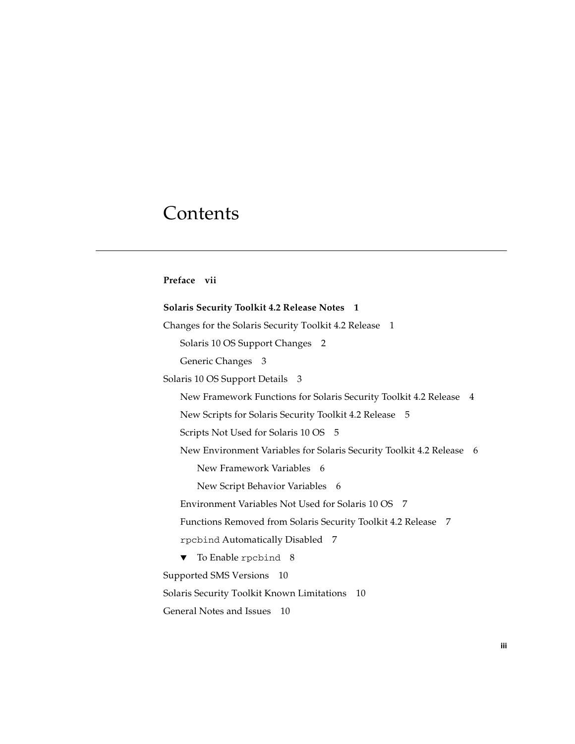# Contents

**Preface vii**

**Solaris Security Toolkit 4.2 Release Notes 1**

Changes for the Solaris Security Toolkit 4.2 Release 1

- Solaris 10 OS Support Changes 2
- Generic Changes 3

Solaris 10 OS Support Details 3

- New Framework Functions for Solaris Security Toolkit 4.2 Release 4
- New Scripts for Solaris Security Toolkit 4.2 Release 5
- Scripts Not Used for Solaris 10 OS 5
- New Environment Variables for Solaris Security Toolkit 4.2 Release 6
  - New Framework Variables 6
  - New Script Behavior Variables 6
- Environment Variables Not Used for Solaris 10 OS 7
- Functions Removed from Solaris Security Toolkit 4.2 Release 7
- `rpcbind` Automatically Disabled 7
- ▼ To Enable `rpcbind` 8

Supported SMS Versions 10

Solaris Security Toolkit Known Limitations 10

General Notes and Issues 10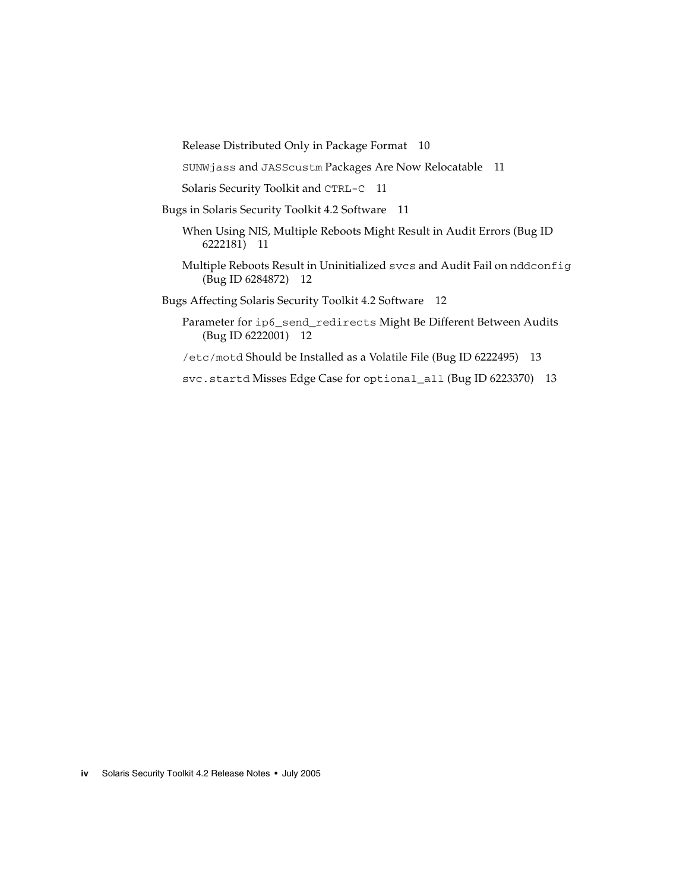Release Distributed Only in Package Format 10

`SUNWjass` and `JASScustm` Packages Are Now Relocatable 11

Solaris Security Toolkit and `CTRL-C` 11

Bugs in Solaris Security Toolkit 4.2 Software 11

When Using NIS, Multiple Reboots Might Result in Audit Errors (Bug ID 6222181) 11

Multiple Reboots Result in Uninitialized `svcs` and Audit Fail on `nddconfig` (Bug ID 6284872) 12

Bugs Affecting Solaris Security Toolkit 4.2 Software 12

Parameter for `ip6_send_redirects` Might Be Different Between Audits (Bug ID 6222001) 12

`/etc/motd` Should be Installed as a Volatile File (Bug ID 6222495) 13

`svc.startd` Misses Edge Case for `optional_all` (Bug ID 6223370) 13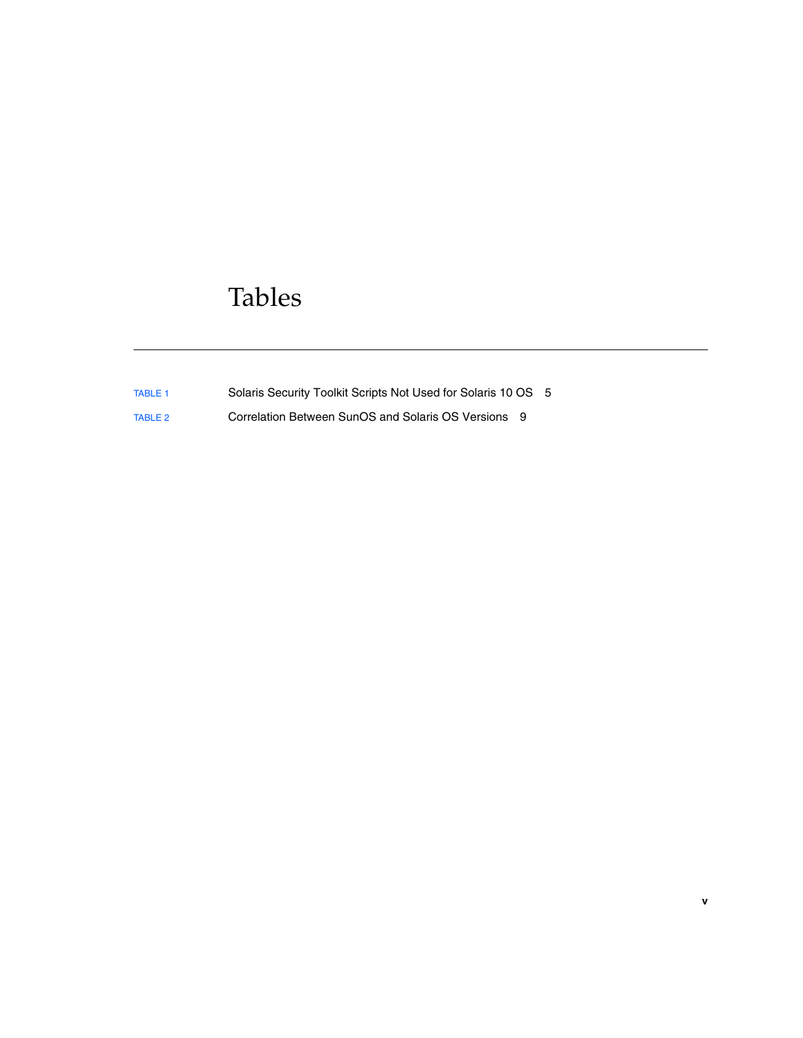# Tables

TABLE 1 Solaris Security Toolkit Scripts Not Used for Solaris 10 OS 5

TABLE 2 Correlation Between SunOS and Solaris OS Versions 9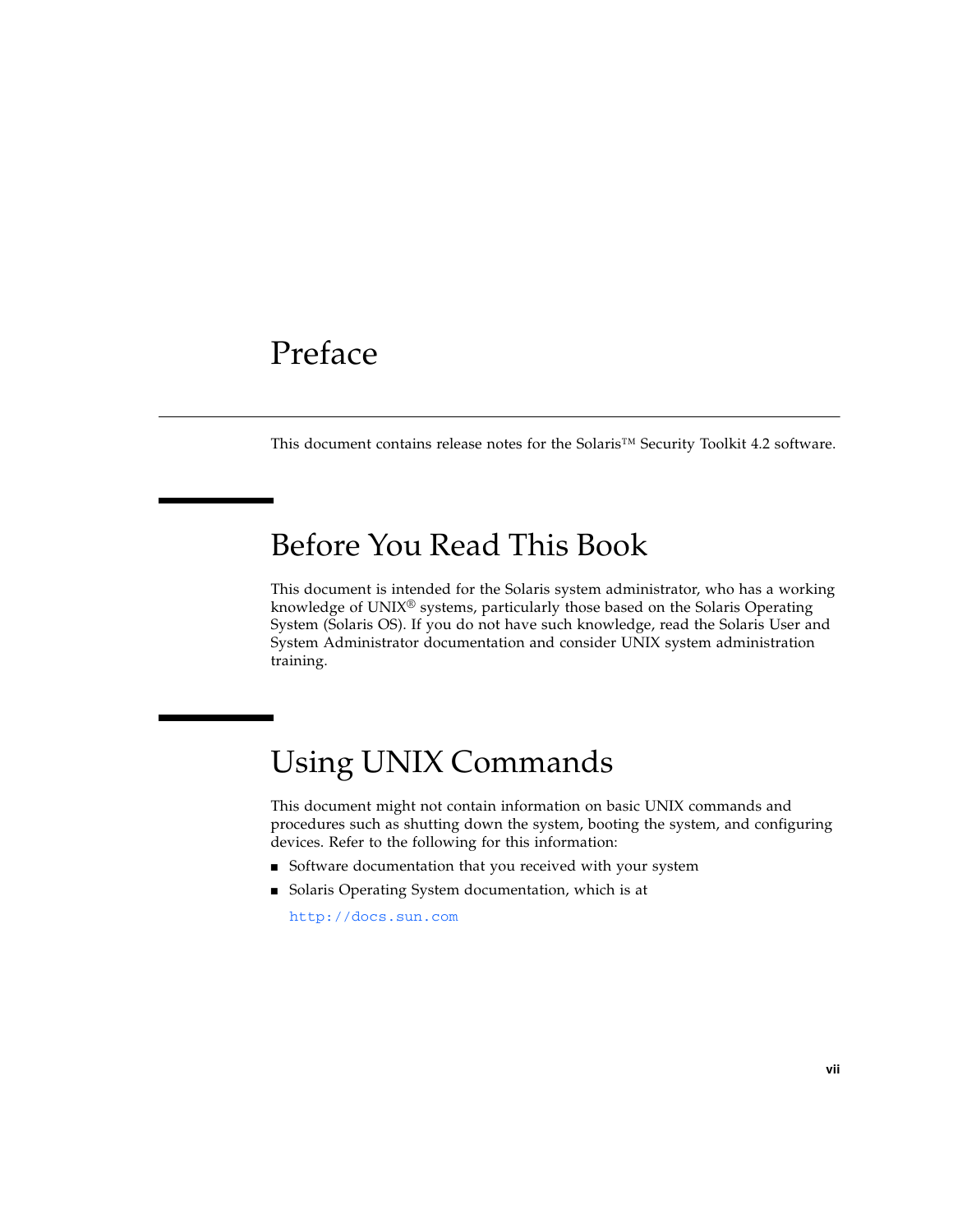# Preface

This document contains release notes for the Solaris™ Security Toolkit 4.2 software.

## Before You Read This Book

This document is intended for the Solaris system administrator, who has a working knowledge of UNIX® systems, particularly those based on the Solaris Operating System (Solaris OS). If you do not have such knowledge, read the Solaris User and System Administrator documentation and consider UNIX system administration training.

## Using UNIX Commands

This document might not contain information on basic UNIX commands and procedures such as shutting down the system, booting the system, and configuring devices. Refer to the following for this information:

- Software documentation that you received with your system
- Solaris Operating System documentation, which is at

  `http://docs.sun.com`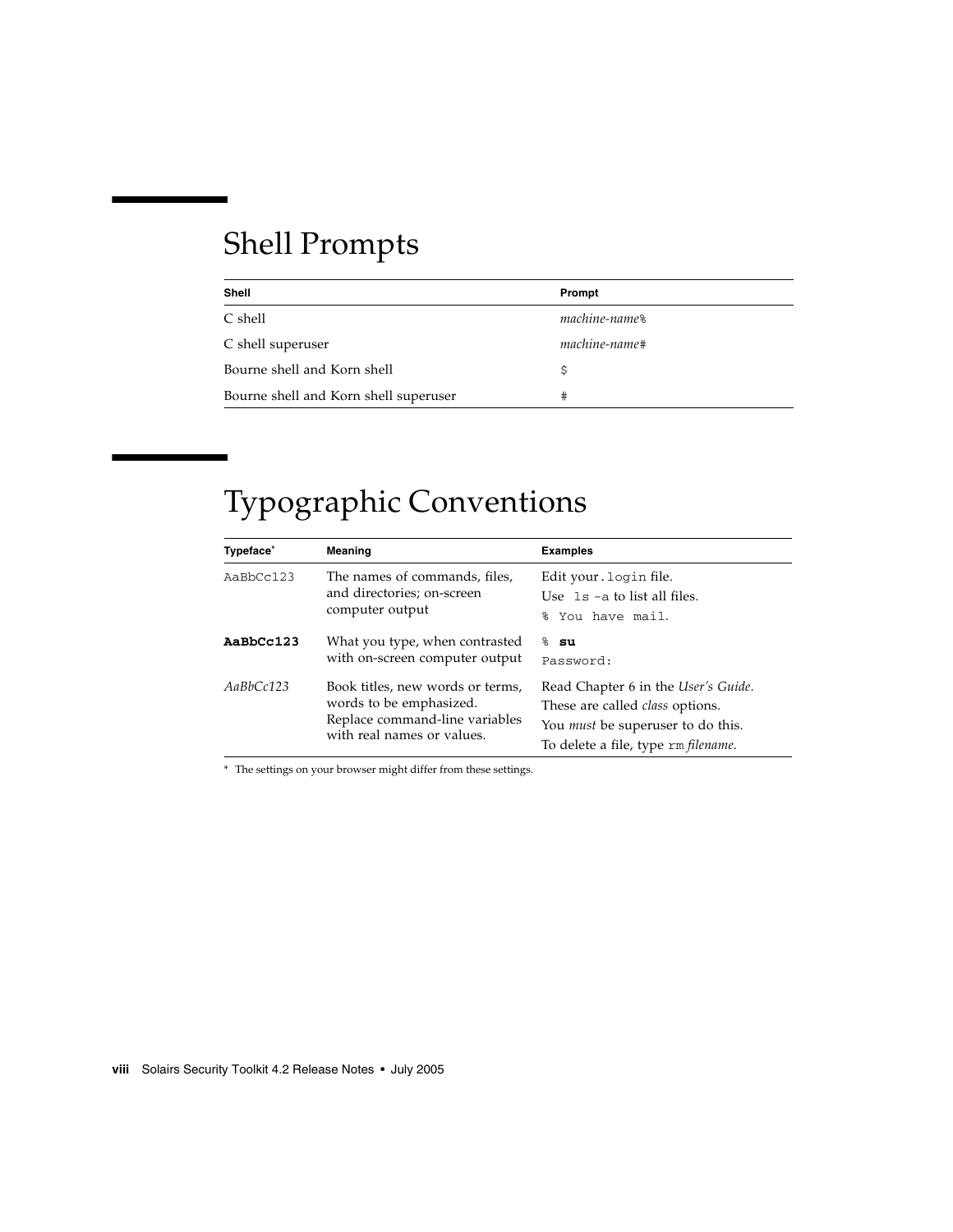## Shell Prompts

| Shell | Prompt |
|---|---|
| C shell | *machine-name*% |
| C shell superuser | *machine-name*# |
| Bourne shell and Korn shell | $ |
| Bourne shell and Korn shell superuser | # |

## Typographic Conventions

| Typeface* | Meaning | Examples |
|---|---|---|
| `AaBbCc123` | The names of commands, files, and directories; on-screen computer output | Edit your `.login` file.<br>Use `ls -a` to list all files.<br>`% You have mail.` |
| **`AaBbCc123`** | What you type, when contrasted with on-screen computer output | `%` **`su`**<br>`Password:` |
| *AaBbCc123* | Book titles, new words or terms, words to be emphasized. Replace command-line variables with real names or values. | Read Chapter 6 in the *User's Guide*.<br>These are called *class* options.<br>You *must* be superuser to do this.<br>To delete a file, type `rm` *filename*. |

\* The settings on your browser might differ from these settings.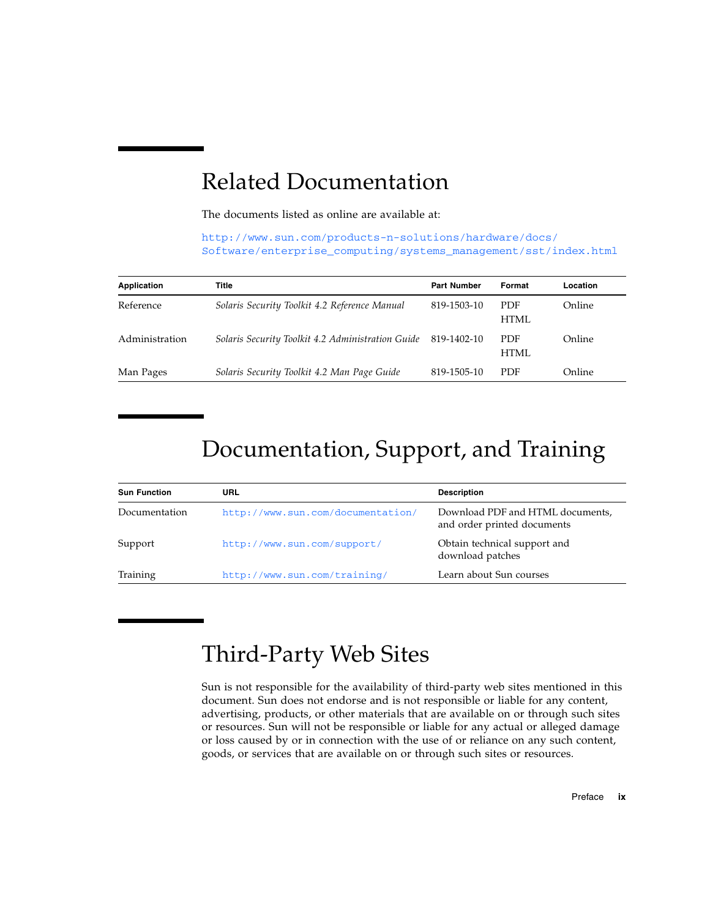# Related Documentation

The documents listed as online are available at:

http://www.sun.com/products-n-solutions/hardware/docs/Software/enterprise_computing/systems_management/sst/index.html

| Application | Title | Part Number | Format | Location |
|---|---|---|---|---|
| Reference | *Solaris Security Toolkit 4.2 Reference Manual* | 819-1503-10 | PDF HTML | Online |
| Administration | *Solaris Security Toolkit 4.2 Administration Guide* | 819-1402-10 | PDF HTML | Online |
| Man Pages | *Solaris Security Toolkit 4.2 Man Page Guide* | 819-1505-10 | PDF | Online |

# Documentation, Support, and Training

| Sun Function | URL | Description |
|---|---|---|
| Documentation | http://www.sun.com/documentation/ | Download PDF and HTML documents, and order printed documents |
| Support | http://www.sun.com/support/ | Obtain technical support and download patches |
| Training | http://www.sun.com/training/ | Learn about Sun courses |

# Third-Party Web Sites

Sun is not responsible for the availability of third-party web sites mentioned in this document. Sun does not endorse and is not responsible or liable for any content, advertising, products, or other materials that are available on or through such sites or resources. Sun will not be responsible or liable for any actual or alleged damage or loss caused by or in connection with the use of or reliance on any such content, goods, or services that are available on or through such sites or resources.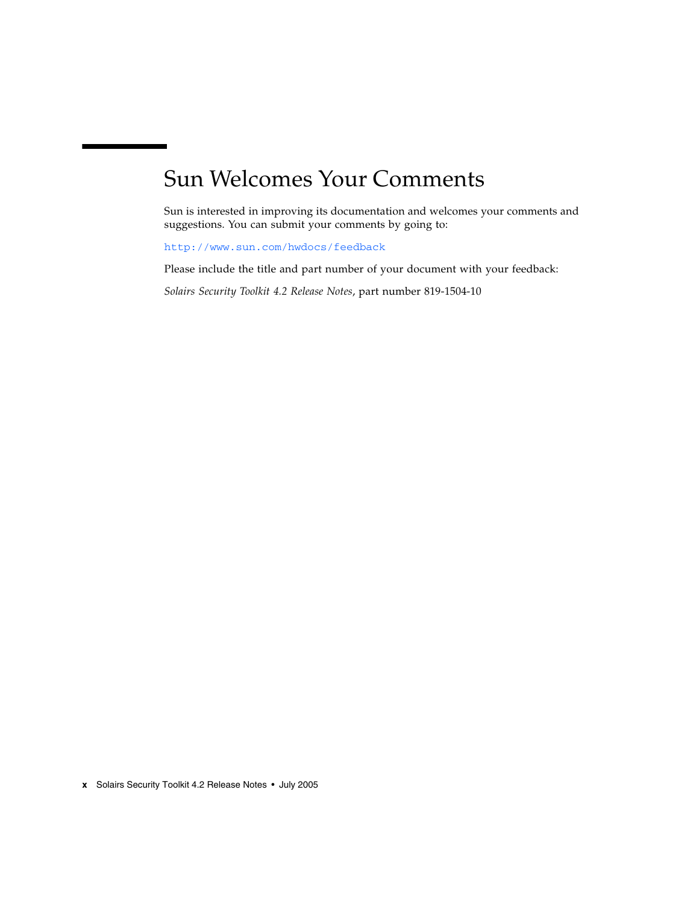# Sun Welcomes Your Comments

Sun is interested in improving its documentation and welcomes your comments and suggestions. You can submit your comments by going to:

http://www.sun.com/hwdocs/feedback

Please include the title and part number of your document with your feedback:

*Solairs Security Toolkit 4.2 Release Notes*, part number 819-1504-10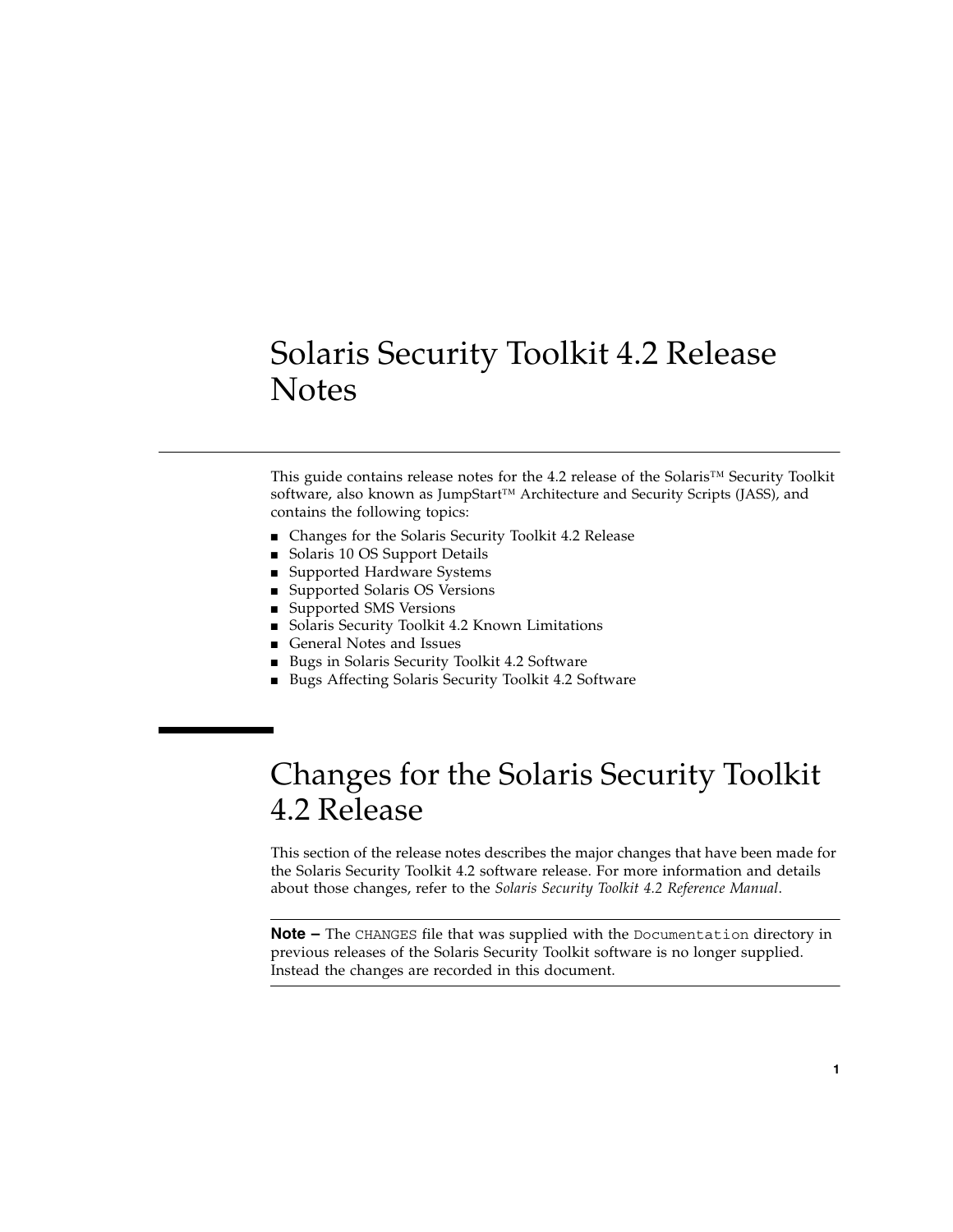# Solaris Security Toolkit 4.2 Release Notes

This guide contains release notes for the 4.2 release of the Solaris™ Security Toolkit software, also known as JumpStart™ Architecture and Security Scripts (JASS), and contains the following topics:

- Changes for the Solaris Security Toolkit 4.2 Release
- Solaris 10 OS Support Details
- Supported Hardware Systems
- Supported Solaris OS Versions
- Supported SMS Versions
- Solaris Security Toolkit 4.2 Known Limitations
- General Notes and Issues
- Bugs in Solaris Security Toolkit 4.2 Software
- Bugs Affecting Solaris Security Toolkit 4.2 Software

## Changes for the Solaris Security Toolkit 4.2 Release

This section of the release notes describes the major changes that have been made for the Solaris Security Toolkit 4.2 software release. For more information and details about those changes, refer to the *Solaris Security Toolkit 4.2 Reference Manual*.

**Note –** The `CHANGES` file that was supplied with the `Documentation` directory in previous releases of the Solaris Security Toolkit software is no longer supplied. Instead the changes are recorded in this document.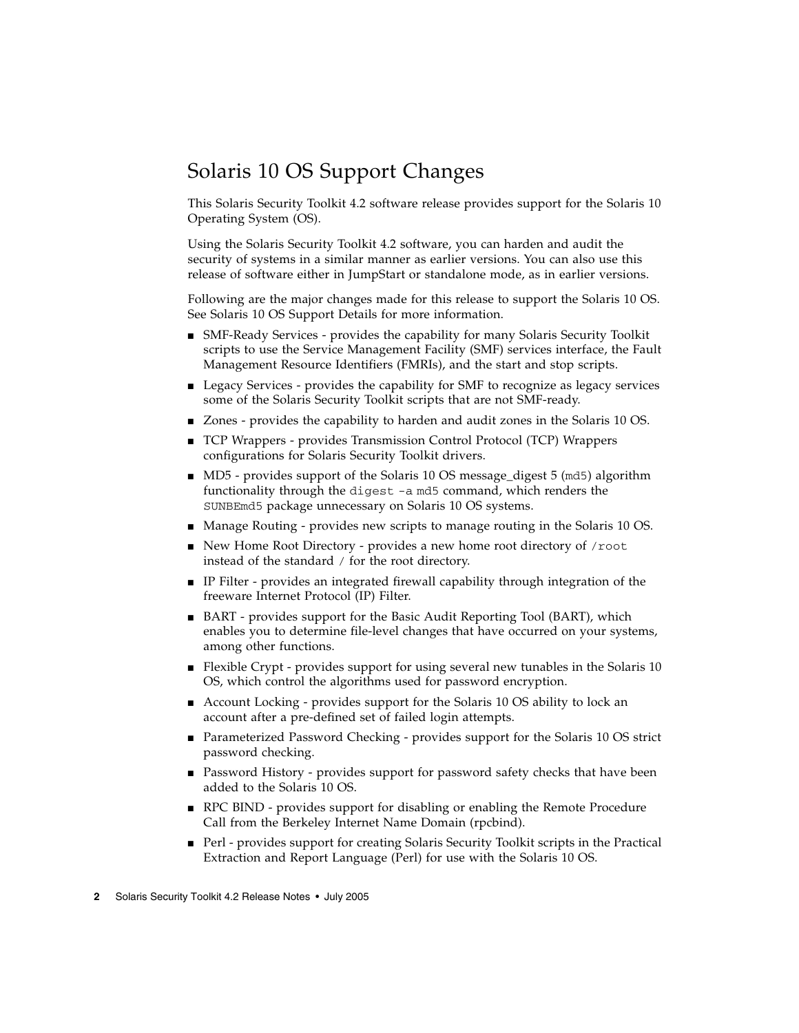# Solaris 10 OS Support Changes

This Solaris Security Toolkit 4.2 software release provides support for the Solaris 10 Operating System (OS).

Using the Solaris Security Toolkit 4.2 software, you can harden and audit the security of systems in a similar manner as earlier versions. You can also use this release of software either in JumpStart or standalone mode, as in earlier versions.

Following are the major changes made for this release to support the Solaris 10 OS. See Solaris 10 OS Support Details for more information.

- SMF-Ready Services - provides the capability for many Solaris Security Toolkit scripts to use the Service Management Facility (SMF) services interface, the Fault Management Resource Identifiers (FMRIs), and the start and stop scripts.
- Legacy Services - provides the capability for SMF to recognize as legacy services some of the Solaris Security Toolkit scripts that are not SMF-ready.
- Zones - provides the capability to harden and audit zones in the Solaris 10 OS.
- TCP Wrappers - provides Transmission Control Protocol (TCP) Wrappers configurations for Solaris Security Toolkit drivers.
- MD5 - provides support of the Solaris 10 OS message_digest 5 (`md5`) algorithm functionality through the `digest -a md5` command, which renders the `SUNBEmd5` package unnecessary on Solaris 10 OS systems.
- Manage Routing - provides new scripts to manage routing in the Solaris 10 OS.
- New Home Root Directory - provides a new home root directory of `/root` instead of the standard `/` for the root directory.
- IP Filter - provides an integrated firewall capability through integration of the freeware Internet Protocol (IP) Filter.
- BART - provides support for the Basic Audit Reporting Tool (BART), which enables you to determine file-level changes that have occurred on your systems, among other functions.
- Flexible Crypt - provides support for using several new tunables in the Solaris 10 OS, which control the algorithms used for password encryption.
- Account Locking - provides support for the Solaris 10 OS ability to lock an account after a pre-defined set of failed login attempts.
- Parameterized Password Checking - provides support for the Solaris 10 OS strict password checking.
- Password History - provides support for password safety checks that have been added to the Solaris 10 OS.
- RPC BIND - provides support for disabling or enabling the Remote Procedure Call from the Berkeley Internet Name Domain (rpcbind).
- Perl - provides support for creating Solaris Security Toolkit scripts in the Practical Extraction and Report Language (Perl) for use with the Solaris 10 OS.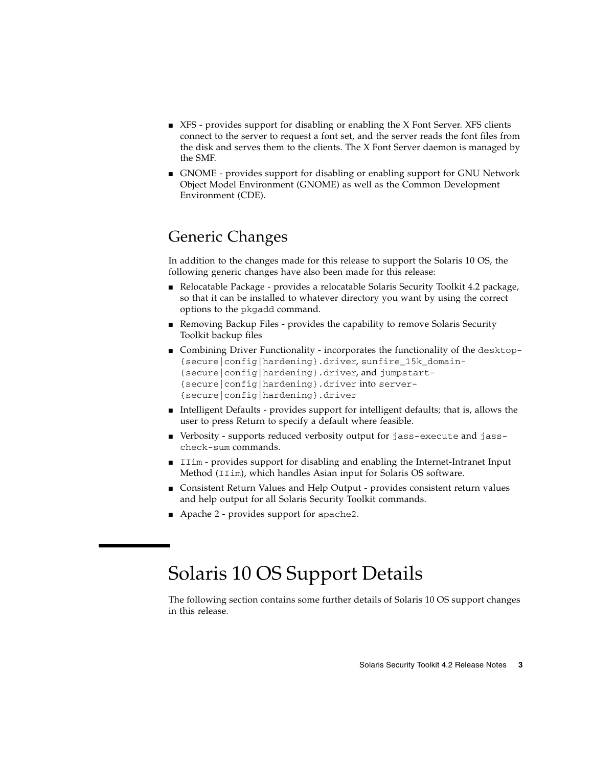- XFS - provides support for disabling or enabling the X Font Server. XFS clients connect to the server to request a font set, and the server reads the font files from the disk and serves them to the clients. The X Font Server daemon is managed by the SMF.
- GNOME - provides support for disabling or enabling support for GNU Network Object Model Environment (GNOME) as well as the Common Development Environment (CDE).

## Generic Changes

In addition to the changes made for this release to support the Solaris 10 OS, the following generic changes have also been made for this release:

- Relocatable Package - provides a relocatable Solaris Security Toolkit 4.2 package, so that it can be installed to whatever directory you want by using the correct options to the `pkgadd` command.
- Removing Backup Files - provides the capability to remove Solaris Security Toolkit backup files
- Combining Driver Functionality - incorporates the functionality of the `desktop-{secure|config|hardening}.driver`, `sunfire_15k_domain-{secure|config|hardening}.driver`, and `jumpstart-{secure|config|hardening}.driver` into `server-{secure|config|hardening}.driver`
- Intelligent Defaults - provides support for intelligent defaults; that is, allows the user to press Return to specify a default where feasible.
- Verbosity - supports reduced verbosity output for `jass-execute` and `jass-check-sum` commands.
- `IIim` - provides support for disabling and enabling the Internet-Intranet Input Method (`IIim`), which handles Asian input for Solaris OS software.
- Consistent Return Values and Help Output - provides consistent return values and help output for all Solaris Security Toolkit commands.
- Apache 2 - provides support for `apache2`.

# Solaris 10 OS Support Details

The following section contains some further details of Solaris 10 OS support changes in this release.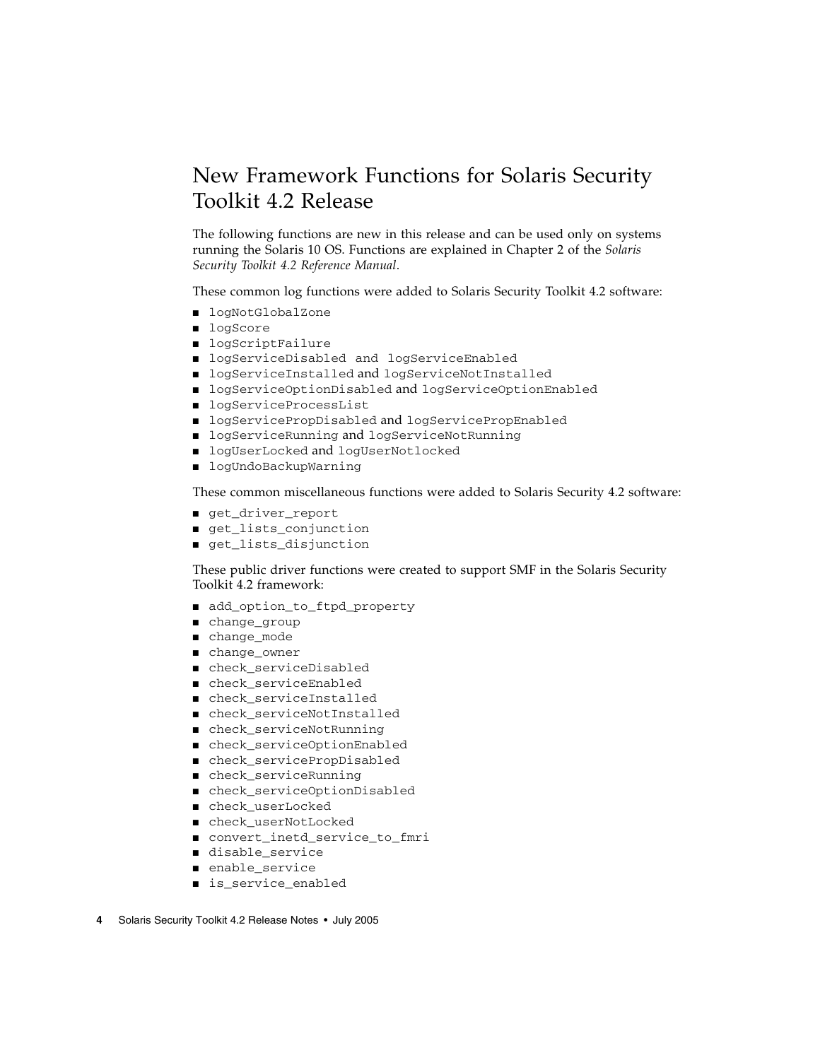## New Framework Functions for Solaris Security Toolkit 4.2 Release

The following functions are new in this release and can be used only on systems running the Solaris 10 OS. Functions are explained in Chapter 2 of the *Solaris Security Toolkit 4.2 Reference Manual*.

These common log functions were added to Solaris Security Toolkit 4.2 software:

- `logNotGlobalZone`
- `logScore`
- `logScriptFailure`
- `logServiceDisabled and logServiceEnabled`
- `logServiceInstalled` and `logServiceNotInstalled`
- `logServiceOptionDisabled` and `logServiceOptionEnabled`
- `logServiceProcessList`
- `logServicePropDisabled` and `logServicePropEnabled`
- `logServiceRunning` and `logServiceNotRunning`
- `logUserLocked` and `logUserNotlocked`
- `logUndoBackupWarning`

These common miscellaneous functions were added to Solaris Security 4.2 software:

- `get_driver_report`
- `get_lists_conjunction`
- `get_lists_disjunction`

These public driver functions were created to support SMF in the Solaris Security Toolkit 4.2 framework:

- `add_option_to_ftpd_property`
- `change_group`
- `change_mode`
- `change_owner`
- `check_serviceDisabled`
- `check_serviceEnabled`
- `check_serviceInstalled`
- `check_serviceNotInstalled`
- `check_serviceNotRunning`
- `check_serviceOptionEnabled`
- `check_servicePropDisabled`
- `check_serviceRunning`
- `check_serviceOptionDisabled`
- `check_userLocked`
- `check_userNotLocked`
- `convert_inetd_service_to_fmri`
- `disable_service`
- `enable_service`
- `is_service_enabled`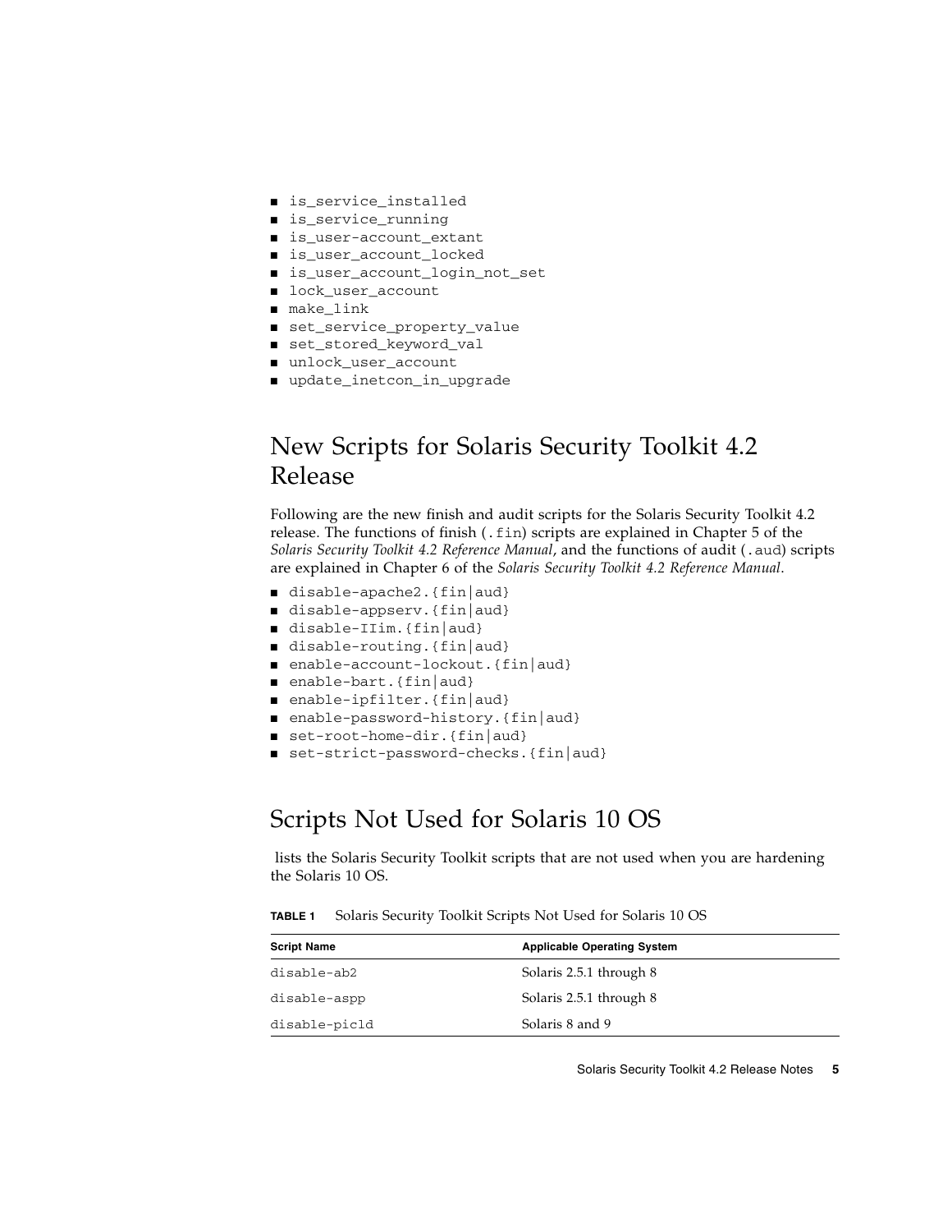- is_service_installed
- is_service_running
- is_user-account_extant
- is_user_account_locked
- is_user_account_login_not_set
- lock_user_account
- make_link
- set_service_property_value
- set_stored_keyword_val
- unlock_user_account
- update_inetcon_in_upgrade

## New Scripts for Solaris Security Toolkit 4.2 Release

Following are the new finish and audit scripts for the Solaris Security Toolkit 4.2 release. The functions of finish (`.fin`) scripts are explained in Chapter 5 of the *Solaris Security Toolkit 4.2 Reference Manual*, and the functions of audit (`.aud`) scripts are explained in Chapter 6 of the *Solaris Security Toolkit 4.2 Reference Manual*.

- disable-apache2.{fin|aud}
- disable-appserv.{fin|aud}
- disable-IIim.{fin|aud}
- disable-routing.{fin|aud}
- enable-account-lockout.{fin|aud}
- enable-bart.{fin|aud}
- enable-ipfilter.{fin|aud}
- enable-password-history.{fin|aud}
- set-root-home-dir.{fin|aud}
- set-strict-password-checks.{fin|aud}

## Scripts Not Used for Solaris 10 OS

lists the Solaris Security Toolkit scripts that are not used when you are hardening the Solaris 10 OS.

**TABLE 1** Solaris Security Toolkit Scripts Not Used for Solaris 10 OS

| Script Name | Applicable Operating System |
|---|---|
| disable-ab2 | Solaris 2.5.1 through 8 |
| disable-aspp | Solaris 2.5.1 through 8 |
| disable-picld | Solaris 8 and 9 |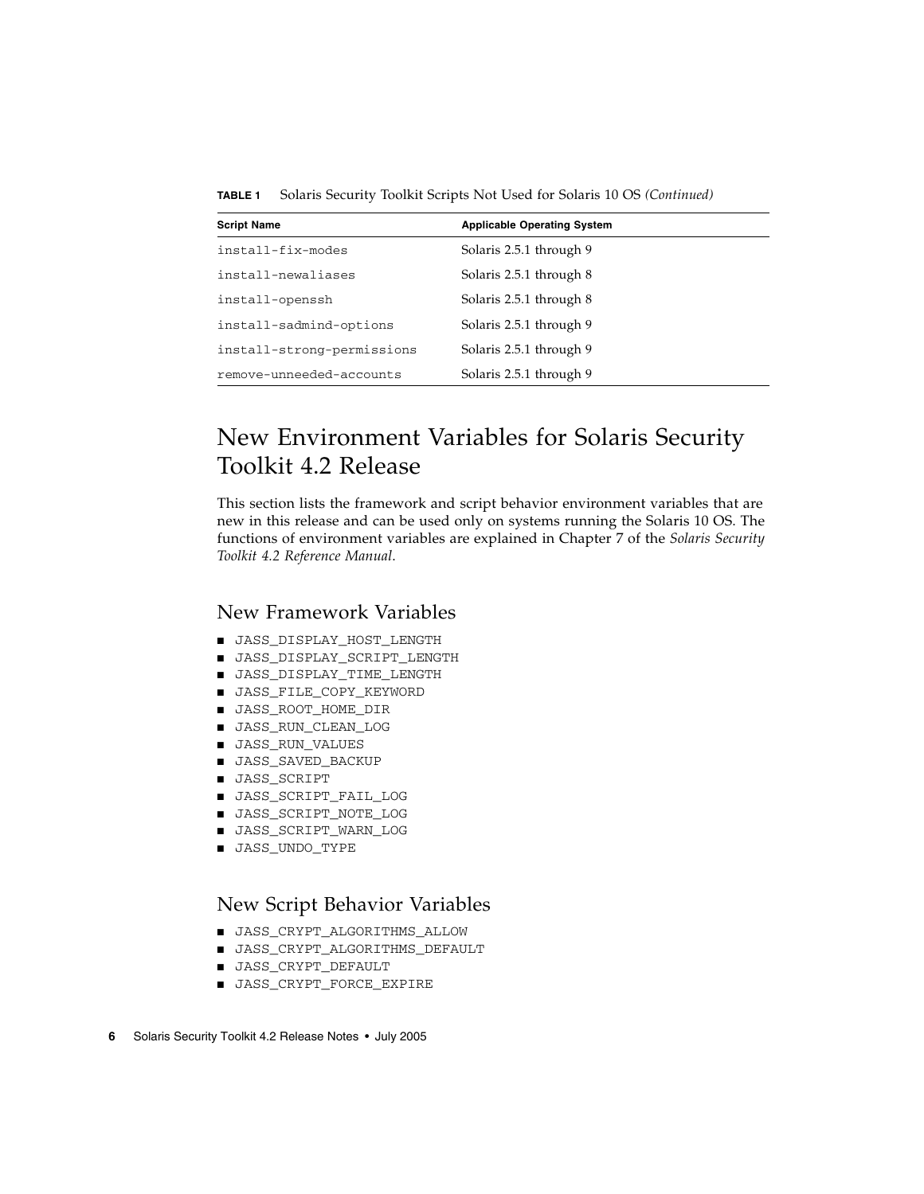**TABLE 1** Solaris Security Toolkit Scripts Not Used for Solaris 10 OS *(Continued)*

| Script Name | Applicable Operating System |
| --- | --- |
| install-fix-modes | Solaris 2.5.1 through 9 |
| install-newaliases | Solaris 2.5.1 through 8 |
| install-openssh | Solaris 2.5.1 through 8 |
| install-sadmind-options | Solaris 2.5.1 through 9 |
| install-strong-permissions | Solaris 2.5.1 through 9 |
| remove-unneeded-accounts | Solaris 2.5.1 through 9 |

# New Environment Variables for Solaris Security Toolkit 4.2 Release

This section lists the framework and script behavior environment variables that are new in this release and can be used only on systems running the Solaris 10 OS. The functions of environment variables are explained in Chapter 7 of the *Solaris Security Toolkit 4.2 Reference Manual*.

## New Framework Variables

- JASS_DISPLAY_HOST_LENGTH
- JASS_DISPLAY_SCRIPT_LENGTH
- JASS_DISPLAY_TIME_LENGTH
- JASS_FILE_COPY_KEYWORD
- JASS_ROOT_HOME_DIR
- JASS_RUN_CLEAN_LOG
- JASS_RUN_VALUES
- JASS_SAVED_BACKUP
- JASS_SCRIPT
- JASS_SCRIPT_FAIL_LOG
- JASS_SCRIPT_NOTE_LOG
- JASS_SCRIPT_WARN_LOG
- JASS_UNDO_TYPE

## New Script Behavior Variables

- JASS_CRYPT_ALGORITHMS_ALLOW
- JASS_CRYPT_ALGORITHMS_DEFAULT
- JASS_CRYPT_DEFAULT
- JASS_CRYPT_FORCE_EXPIRE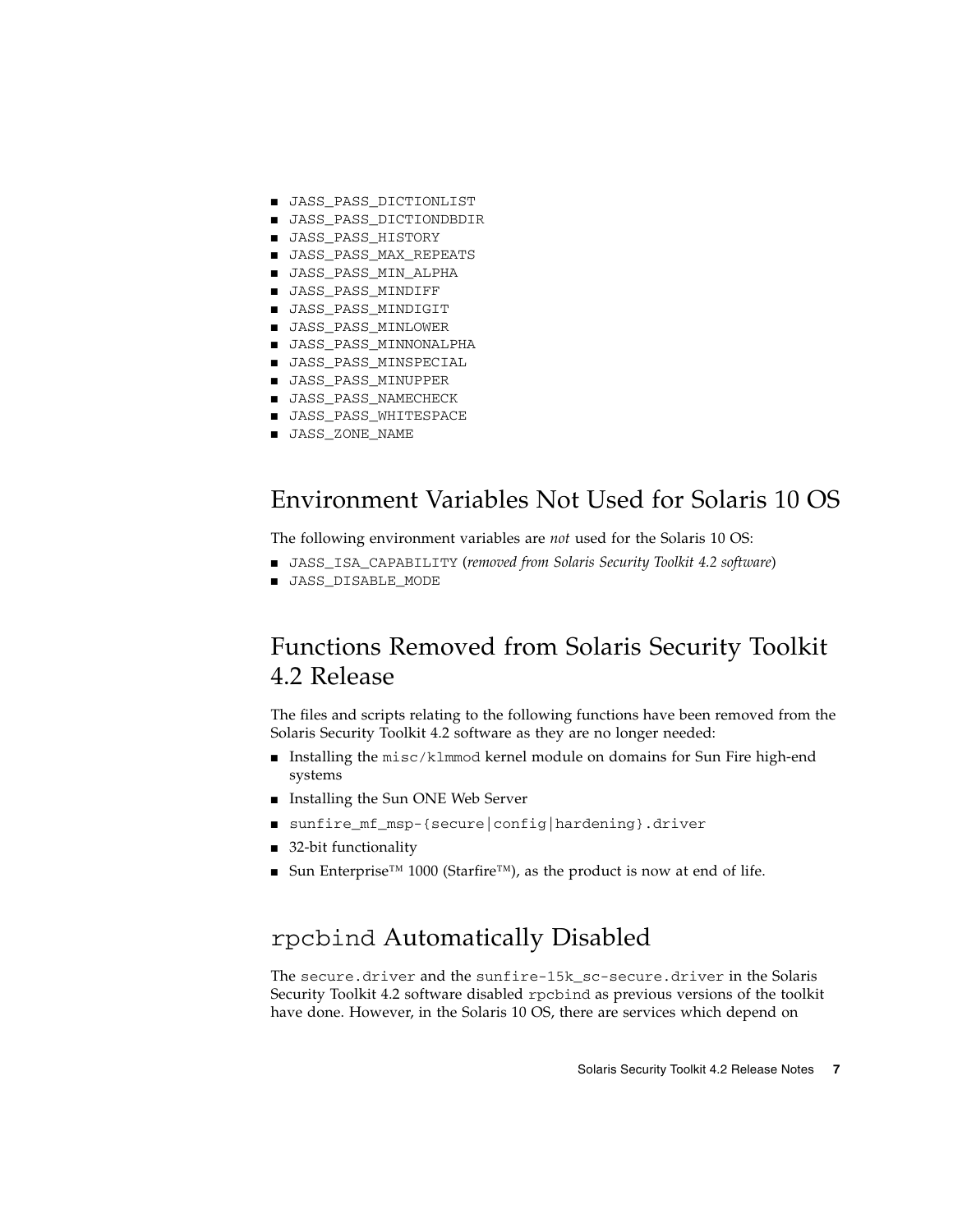- `JASS_PASS_DICTIONLIST`
- `JASS_PASS_DICTIONDBDIR`
- `JASS_PASS_HISTORY`
- `JASS_PASS_MAX_REPEATS`
- `JASS_PASS_MIN_ALPHA`
- `JASS_PASS_MINDIFF`
- `JASS_PASS_MINDIGIT`
- `JASS_PASS_MINLOWER`
- `JASS_PASS_MINNONALPHA`
- `JASS_PASS_MINSPECIAL`
- `JASS_PASS_MINUPPER`
- `JASS_PASS_NAMECHECK`
- `JASS_PASS_WHITESPACE`
- `JASS_ZONE_NAME`

## Environment Variables Not Used for Solaris 10 OS

The following environment variables are *not* used for the Solaris 10 OS:

- `JASS_ISA_CAPABILITY` (*removed from Solaris Security Toolkit 4.2 software*)
- `JASS_DISABLE_MODE`

## Functions Removed from Solaris Security Toolkit 4.2 Release

The files and scripts relating to the following functions have been removed from the Solaris Security Toolkit 4.2 software as they are no longer needed:

- Installing the `misc/klmmod` kernel module on domains for Sun Fire high-end systems
- Installing the Sun ONE Web Server
- `sunfire_mf_msp-{secure|config|hardening}.driver`
- 32-bit functionality
- Sun Enterprise™ 1000 (Starfire™), as the product is now at end of life.

## `rpcbind` Automatically Disabled

The `secure.driver` and the `sunfire-15k_sc-secure.driver` in the Solaris Security Toolkit 4.2 software disabled `rpcbind` as previous versions of the toolkit have done. However, in the Solaris 10 OS, there are services which depend on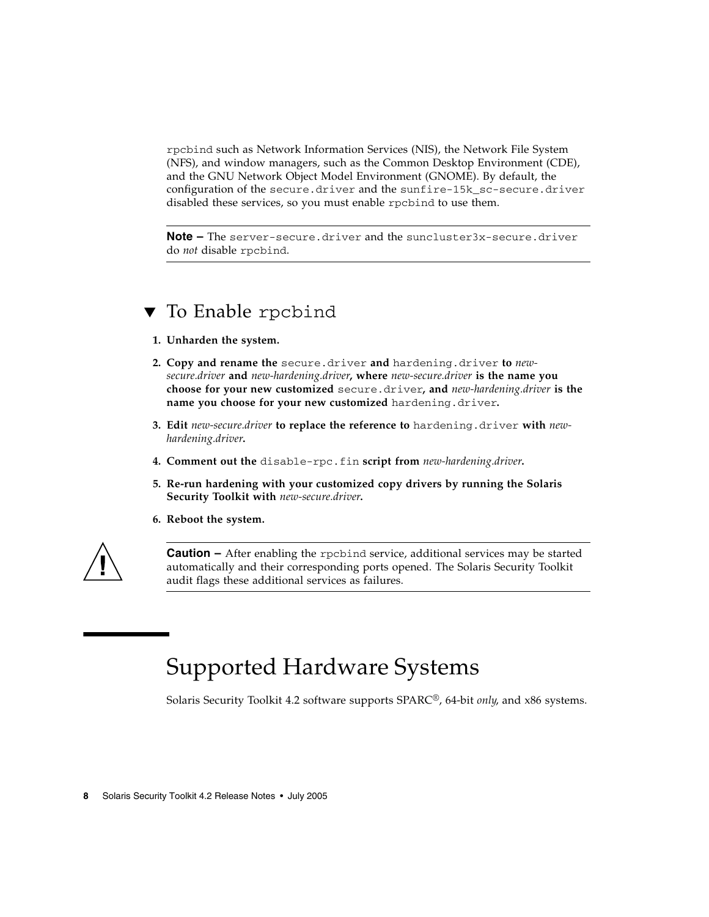`rpcbind` such as Network Information Services (NIS), the Network File System (NFS), and window managers, such as the Common Desktop Environment (CDE), and the GNU Network Object Model Environment (GNOME). By default, the configuration of the `secure.driver` and the `sunfire-15k_sc-secure.driver` disabled these services, so you must enable `rpcbind` to use them.

---

**Note –** The `server-secure.driver` and the `suncluster3x-secure.driver` do *not* disable `rpcbind`.

---

## ▼ To Enable `rpcbind`

1. **Unharden the system.**
2. **Copy and rename the** `secure.driver` **and** `hardening.driver` **to** *new-secure.driver* **and** *new-hardening.driver***, where** *new-secure.driver* **is the name you choose for your new customized** `secure.driver`**, and** *new-hardening.driver* **is the name you choose for your new customized** `hardening.driver`**.**
3. **Edit** *new-secure.driver* **to replace the reference to** `hardening.driver` **with** *new-hardening.driver***.**
4. **Comment out the** `disable-rpc.fin` **script from** *new-hardening.driver***.**
5. **Re-run hardening with your customized copy drivers by running the Solaris Security Toolkit with** *new-secure.driver***.**
6. **Reboot the system.**

---

**Caution –** After enabling the `rpcbind` service, additional services may be started automatically and their corresponding ports opened. The Solaris Security Toolkit audit flags these additional services as failures.

---

# Supported Hardware Systems

Solaris Security Toolkit 4.2 software supports SPARC®, 64-bit *only*, and x86 systems.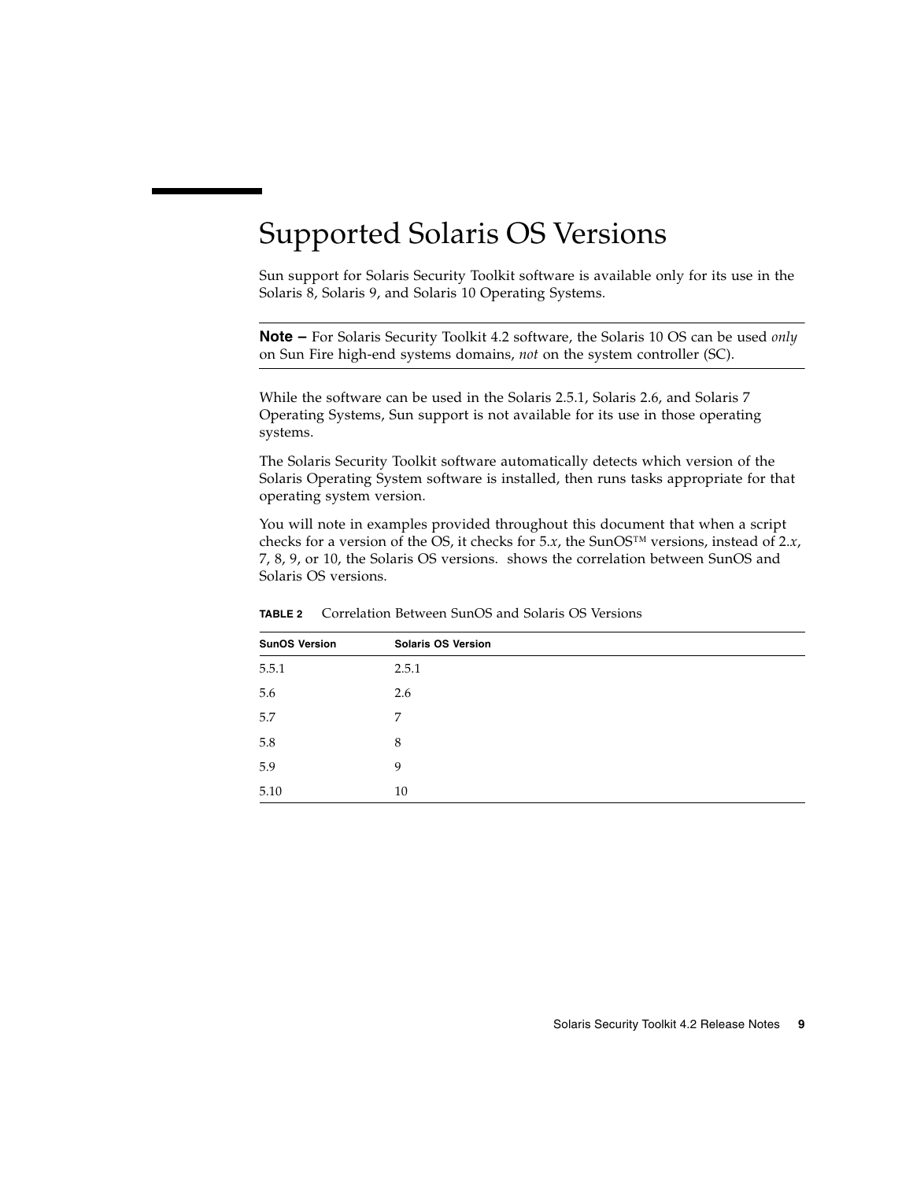# Supported Solaris OS Versions

Sun support for Solaris Security Toolkit software is available only for its use in the Solaris 8, Solaris 9, and Solaris 10 Operating Systems.

---

**Note –** For Solaris Security Toolkit 4.2 software, the Solaris 10 OS can be used *only* on Sun Fire high-end systems domains, *not* on the system controller (SC).

---

While the software can be used in the Solaris 2.5.1, Solaris 2.6, and Solaris 7 Operating Systems, Sun support is not available for its use in those operating systems.

The Solaris Security Toolkit software automatically detects which version of the Solaris Operating System software is installed, then runs tasks appropriate for that operating system version.

You will note in examples provided throughout this document that when a script checks for a version of the OS, it checks for 5.*x*, the SunOS™ versions, instead of 2.*x*, 7, 8, 9, or 10, the Solaris OS versions.  shows the correlation between SunOS and Solaris OS versions.

**TABLE 2** Correlation Between SunOS and Solaris OS Versions

| SunOS Version | Solaris OS Version |
|---|---|
| 5.5.1 | 2.5.1 |
| 5.6 | 2.6 |
| 5.7 | 7 |
| 5.8 | 8 |
| 5.9 | 9 |
| 5.10 | 10 |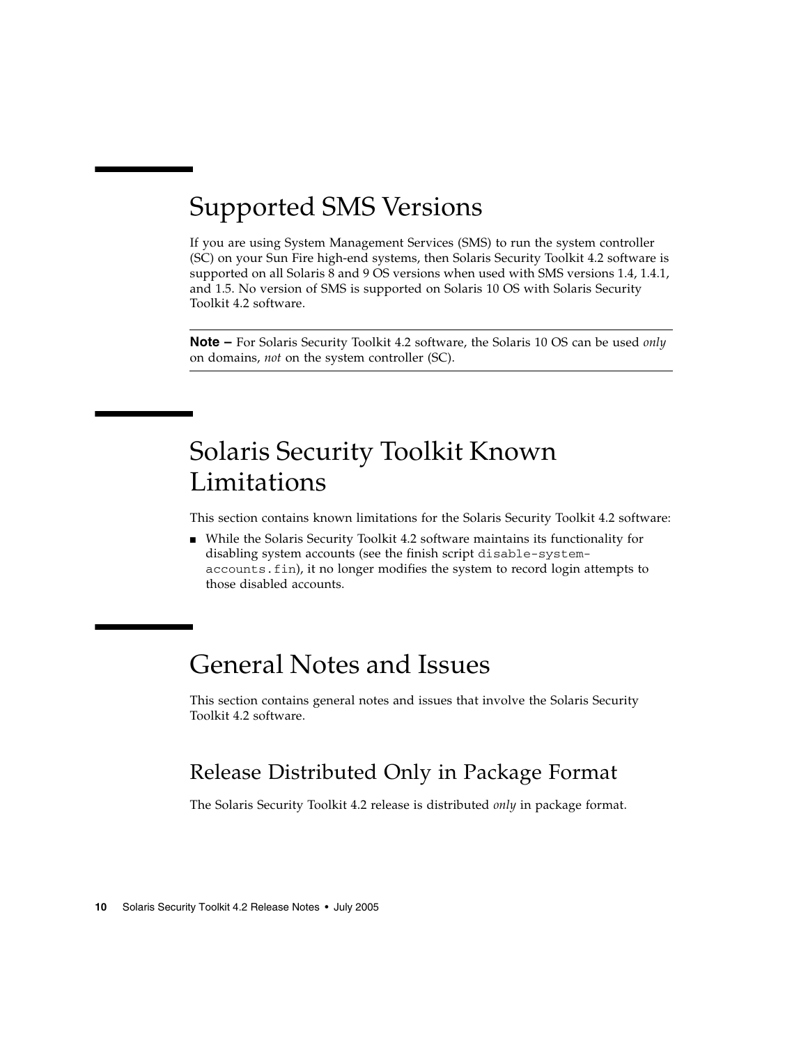## Supported SMS Versions

If you are using System Management Services (SMS) to run the system controller (SC) on your Sun Fire high-end systems, then Solaris Security Toolkit 4.2 software is supported on all Solaris 8 and 9 OS versions when used with SMS versions 1.4, 1.4.1, and 1.5. No version of SMS is supported on Solaris 10 OS with Solaris Security Toolkit 4.2 software.

---

**Note –** For Solaris Security Toolkit 4.2 software, the Solaris 10 OS can be used *only* on domains, *not* on the system controller (SC).

---

## Solaris Security Toolkit Known Limitations

This section contains known limitations for the Solaris Security Toolkit 4.2 software:

- While the Solaris Security Toolkit 4.2 software maintains its functionality for disabling system accounts (see the finish script `disable-system-accounts.fin`), it no longer modifies the system to record login attempts to those disabled accounts.

## General Notes and Issues

This section contains general notes and issues that involve the Solaris Security Toolkit 4.2 software.

### Release Distributed Only in Package Format

The Solaris Security Toolkit 4.2 release is distributed *only* in package format.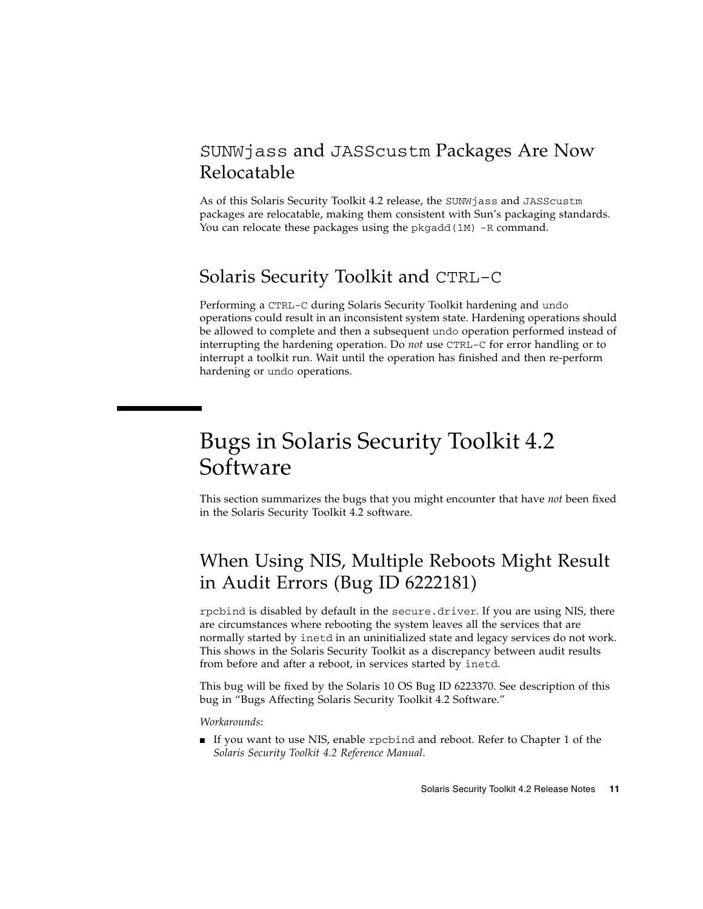### `SUNWjass` and `JASScustm` Packages Are Now Relocatable

As of this Solaris Security Toolkit 4.2 release, the `SUNWjass` and `JASScustm` packages are relocatable, making them consistent with Sun's packaging standards. You can relocate these packages using the `pkgadd(1M) -R` command.

### Solaris Security Toolkit and `CTRL-C`

Performing a `CTRL-C` during Solaris Security Toolkit hardening and `undo` operations could result in an inconsistent system state. Hardening operations should be allowed to complete and then a subsequent `undo` operation performed instead of interrupting the hardening operation. Do *not* use `CTRL-C` for error handling or to interrupt a toolkit run. Wait until the operation has finished and then re-perform hardening or `undo` operations.

## Bugs in Solaris Security Toolkit 4.2 Software

This section summarizes the bugs that you might encounter that have *not* been fixed in the Solaris Security Toolkit 4.2 software.

### When Using NIS, Multiple Reboots Might Result in Audit Errors (Bug ID 6222181)

`rpcbind` is disabled by default in the `secure.driver`. If you are using NIS, there are circumstances where rebooting the system leaves all the services that are normally started by `inetd` in an uninitialized state and legacy services do not work. This shows in the Solaris Security Toolkit as a discrepancy between audit results from before and after a reboot, in services started by `inetd`.

This bug will be fixed by the Solaris 10 OS Bug ID 6223370. See description of this bug in "Bugs Affecting Solaris Security Toolkit 4.2 Software."

*Workarounds*:

- If you want to use NIS, enable `rpcbind` and reboot. Refer to Chapter 1 of the *Solaris Security Toolkit 4.2 Reference Manual*.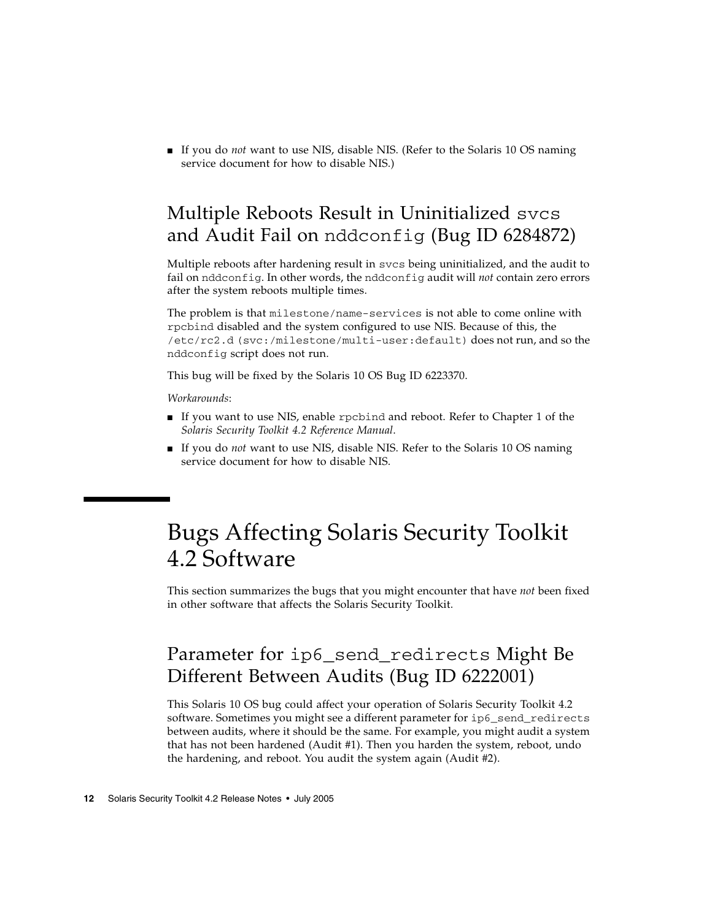- If you do *not* want to use NIS, disable NIS. (Refer to the Solaris 10 OS naming service document for how to disable NIS.)

## Multiple Reboots Result in Uninitialized `svcs` and Audit Fail on `nddconfig` (Bug ID 6284872)

Multiple reboots after hardening result in `svcs` being uninitialized, and the audit to fail on `nddconfig`. In other words, the `nddconfig` audit will *not* contain zero errors after the system reboots multiple times.

The problem is that `milestone/name-services` is not able to come online with `rpcbind` disabled and the system configured to use NIS. Because of this, the `/etc/rc2.d (svc:/milestone/multi-user:default)` does not run, and so the `nddconfig` script does not run.

This bug will be fixed by the Solaris 10 OS Bug ID 6223370.

*Workarounds*:

- If you want to use NIS, enable `rpcbind` and reboot. Refer to Chapter 1 of the *Solaris Security Toolkit 4.2 Reference Manual*.
- If you do *not* want to use NIS, disable NIS. Refer to the Solaris 10 OS naming service document for how to disable NIS.

# Bugs Affecting Solaris Security Toolkit 4.2 Software

This section summarizes the bugs that you might encounter that have *not* been fixed in other software that affects the Solaris Security Toolkit.

## Parameter for `ip6_send_redirects` Might Be Different Between Audits (Bug ID 6222001)

This Solaris 10 OS bug could affect your operation of Solaris Security Toolkit 4.2 software. Sometimes you might see a different parameter for `ip6_send_redirects` between audits, where it should be the same. For example, you might audit a system that has not been hardened (Audit #1). Then you harden the system, reboot, undo the hardening, and reboot. You audit the system again (Audit #2).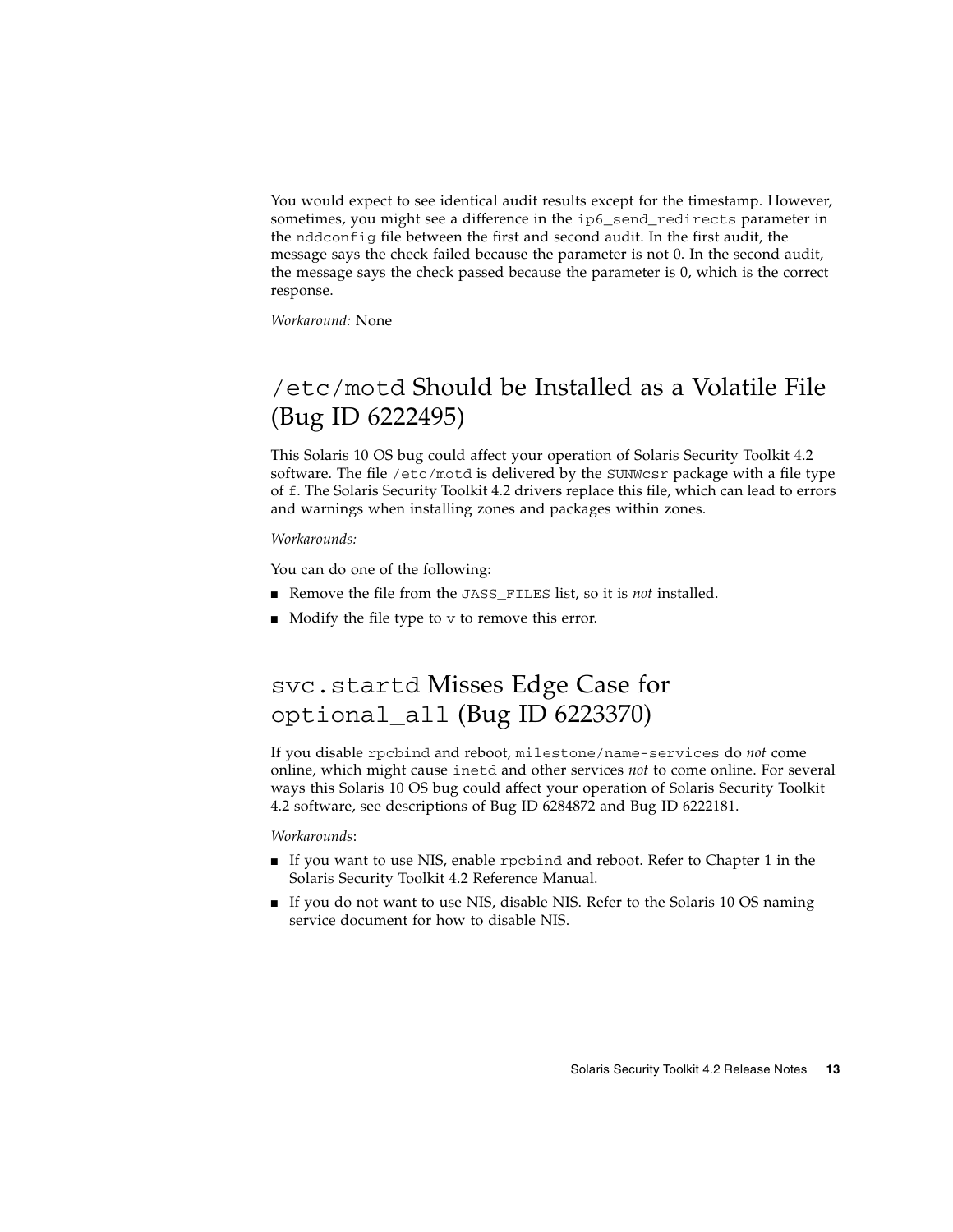You would expect to see identical audit results except for the timestamp. However, sometimes, you might see a difference in the `ip6_send_redirects` parameter in the `nddconfig` file between the first and second audit. In the first audit, the message says the check failed because the parameter is not 0. In the second audit, the message says the check passed because the parameter is 0, which is the correct response.

*Workaround:* None

## `/etc/motd` Should be Installed as a Volatile File (Bug ID 6222495)

This Solaris 10 OS bug could affect your operation of Solaris Security Toolkit 4.2 software. The file `/etc/motd` is delivered by the `SUNWcsr` package with a file type of `f`. The Solaris Security Toolkit 4.2 drivers replace this file, which can lead to errors and warnings when installing zones and packages within zones.

*Workarounds:*

You can do one of the following:

- Remove the file from the `JASS_FILES` list, so it is *not* installed.
- Modify the file type to `v` to remove this error.

## `svc.startd` Misses Edge Case for `optional_all` (Bug ID 6223370)

If you disable `rpcbind` and reboot, `milestone/name-services` do *not* come online, which might cause `inetd` and other services *not* to come online. For several ways this Solaris 10 OS bug could affect your operation of Solaris Security Toolkit 4.2 software, see descriptions of Bug ID 6284872 and Bug ID 6222181.

*Workarounds*:

- If you want to use NIS, enable `rpcbind` and reboot. Refer to Chapter 1 in the Solaris Security Toolkit 4.2 Reference Manual.
- If you do not want to use NIS, disable NIS. Refer to the Solaris 10 OS naming service document for how to disable NIS.